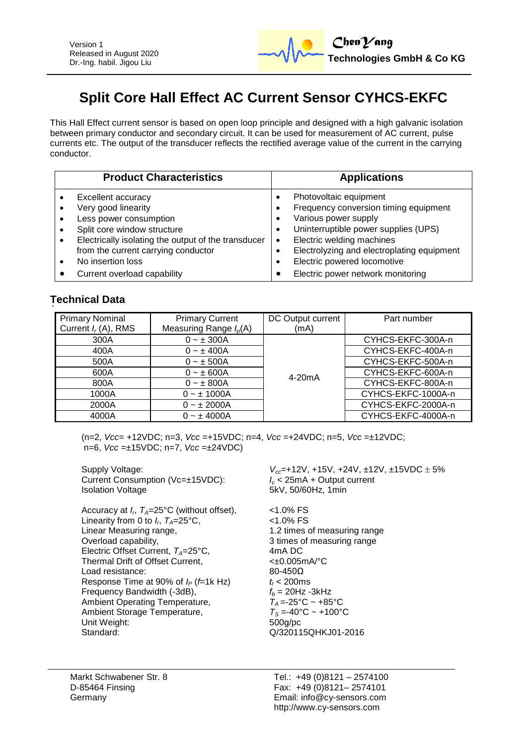Version 1
Released in August 2020
Dr.-Ing. habil. Jigou Liu

ChenYang Technologies GmbH & Co KG

# Split Core Hall Effect AC Current Sensor CYHCS-EKFC

This Hall Effect current sensor is based on open loop principle and designed with a high galvanic isolation between primary conductor and secondary circuit. It can be used for measurement of AC current, pulse currents etc. The output of the transducer reflects the rectified average value of the current in the carrying conductor.

| Product Characteristics | Applications |
|---|---|
| • Excellent accuracy<br>• Very good linearity<br>• Less power consumption<br>• Split core window structure<br>• Electrically isolating the output of the transducer from the current carrying conductor<br>• No insertion loss<br>• Current overload capability | • Photovoltaic equipment<br>• Frequency conversion timing equipment<br>• Various power supply<br>• Uninterruptible power supplies (UPS)<br>• Electric welding machines<br>• Electrolyzing and electroplating equipment<br>• Electric powered locomotive<br>• Electric power network monitoring |

## Technical Data

| Primary Nominal Current $I_r$ (A), RMS | Primary Current Measuring Range $I_p$(A) | DC Output current (mA) | Part number |
|---|---|---|---|
| 300A | 0 ~ ± 300A | 4-20mA | CYHCS-EKFC-300A-n |
| 400A | 0 ~ ± 400A | | CYHCS-EKFC-400A-n |
| 500A | 0 ~ ± 500A | | CYHCS-EKFC-500A-n |
| 600A | 0 ~ ± 600A | | CYHCS-EKFC-600A-n |
| 800A | 0 ~ ± 800A | | CYHCS-EKFC-800A-n |
| 1000A | 0 ~ ± 1000A | | CYHCS-EKFC-1000A-n |
| 2000A | 0 ~ ± 2000A | | CYHCS-EKFC-2000A-n |
| 4000A | 0 ~ ± 4000A | | CYHCS-EKFC-4000A-n |

(n=2, *Vcc*= +12VDC; n=3, *Vcc* =+15VDC; n=4, *Vcc* =+24VDC; n=5, *Vcc* =±12VDC; n=6, *Vcc* =±15VDC; n=7, *Vcc* =±24VDC)

| | |
|---|---|
| Supply Voltage: | $V_{cc}$=+12V, +15V, +24V, ±12V, ±15VDC ± 5% |
| Current Consumption (Vc=±15VDC): | $I_c$ < 25mA + Output current |
| Isolation Voltage | 5kV, 50/60Hz, 1min |
| Accuracy at $I_r$, $T_A$=25°C (without offset), | <1.0% FS |
| Linearity from 0 to $I_r$, $T_A$=25°C, | <1.0% FS |
| Linear Measuring range, | 1.2 times of measuring range |
| Overload capability, | 3 times of measuring range |
| Electric Offset Current, $T_A$=25°C, | 4mA DC |
| Thermal Drift of Offset Current, | <±0.005mA/°C |
| Load resistance: | 80-450Ω |
| Response Time at 90% of $I_P$ ($f$=1k Hz) | $t_r$ < 200ms |
| Frequency Bandwidth (-3dB), | $f_b$ = 20Hz -3kHz |
| Ambient Operating Temperature, | $T_A$ =-25°C ~ +85°C |
| Ambient Storage Temperature, | $T_S$ =-40°C ~ +100°C |
| Unit Weight: | 500g/pc |
| Standard: | Q/320115QHKJ01-2016 |

Markt Schwabener Str. 8
D-85464 Finsing
Germany

Tel.: +49 (0)8121 – 2574100
Fax: +49 (0)8121– 2574101
Email: info@cy-sensors.com
http://www.cy-sensors.com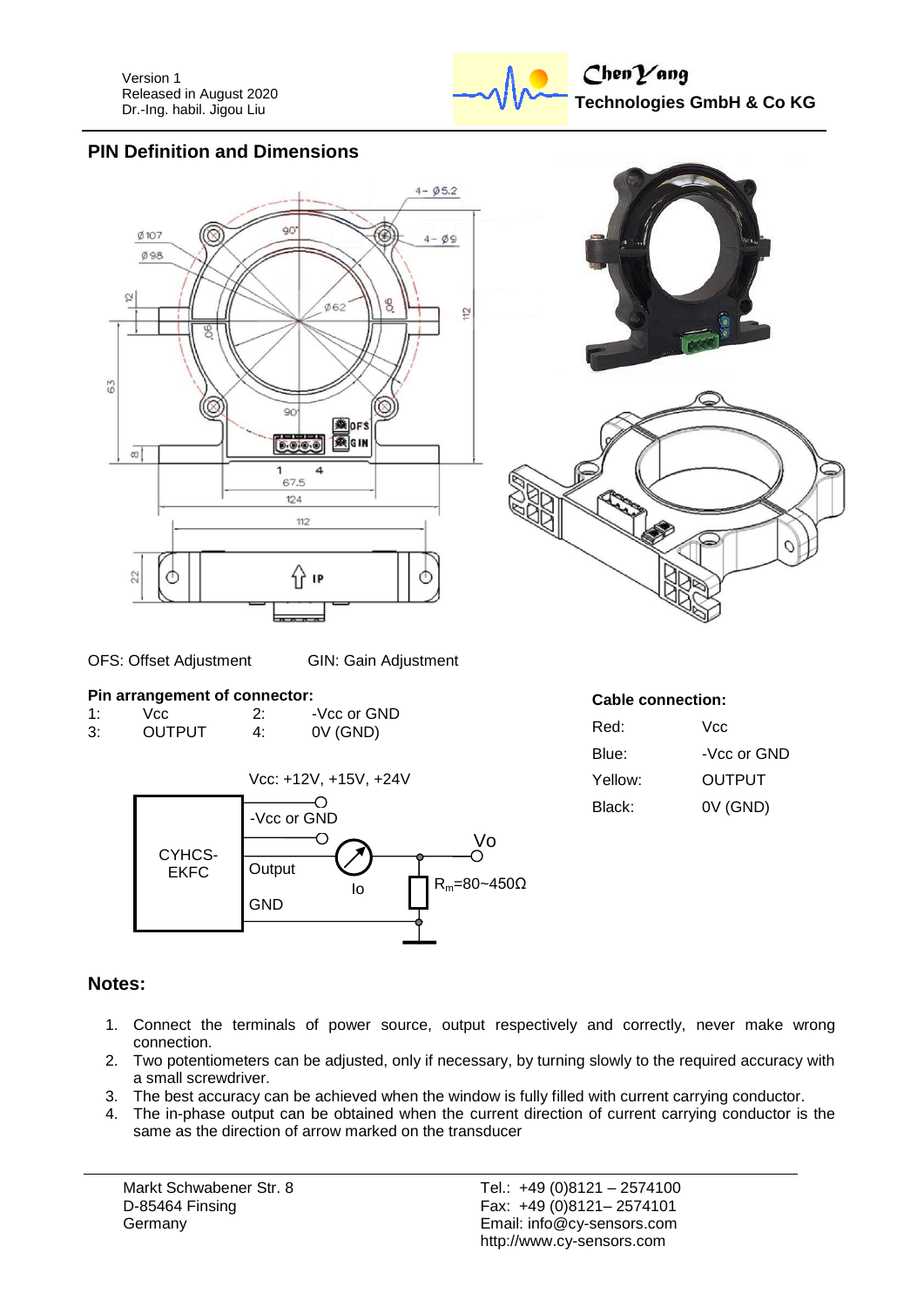## PIN Definition and Dimensions

4- Ø5.2

Ø107

Ø98

90°

4- Ø9

12

Ø62

90

90

112

63

90°

OFS

GIN

8

1 4

67.5

124

112

22

IP

OFS: Offset Adjustment GIN: Gain Adjustment

**Pin arrangement of connector:**

| | | | |
|---|---|---|---|
| 1: | Vcc | 2: | -Vcc or GND |
| 3: | OUTPUT | 4: | 0V (GND) |

Vcc: +12V, +15V, +24V

CYHCS-EKFC

-Vcc or GND

Output

GND

Io

Vo

$R_m$=80~450Ω

**Cable connection:**

| | |
|---|---|
| Red: | Vcc |
| Blue: | -Vcc or GND |
| Yellow: | OUTPUT |
| Black: | 0V (GND) |

## Notes:

1. Connect the terminals of power source, output respectively and correctly, never make wrong connection.
2. Two potentiometers can be adjusted, only if necessary, by turning slowly to the required accuracy with a small screwdriver.
3. The best accuracy can be achieved when the window is fully filled with current carrying conductor.
4. The in-phase output can be obtained when the current direction of current carrying conductor is the same as the direction of arrow marked on the transducer